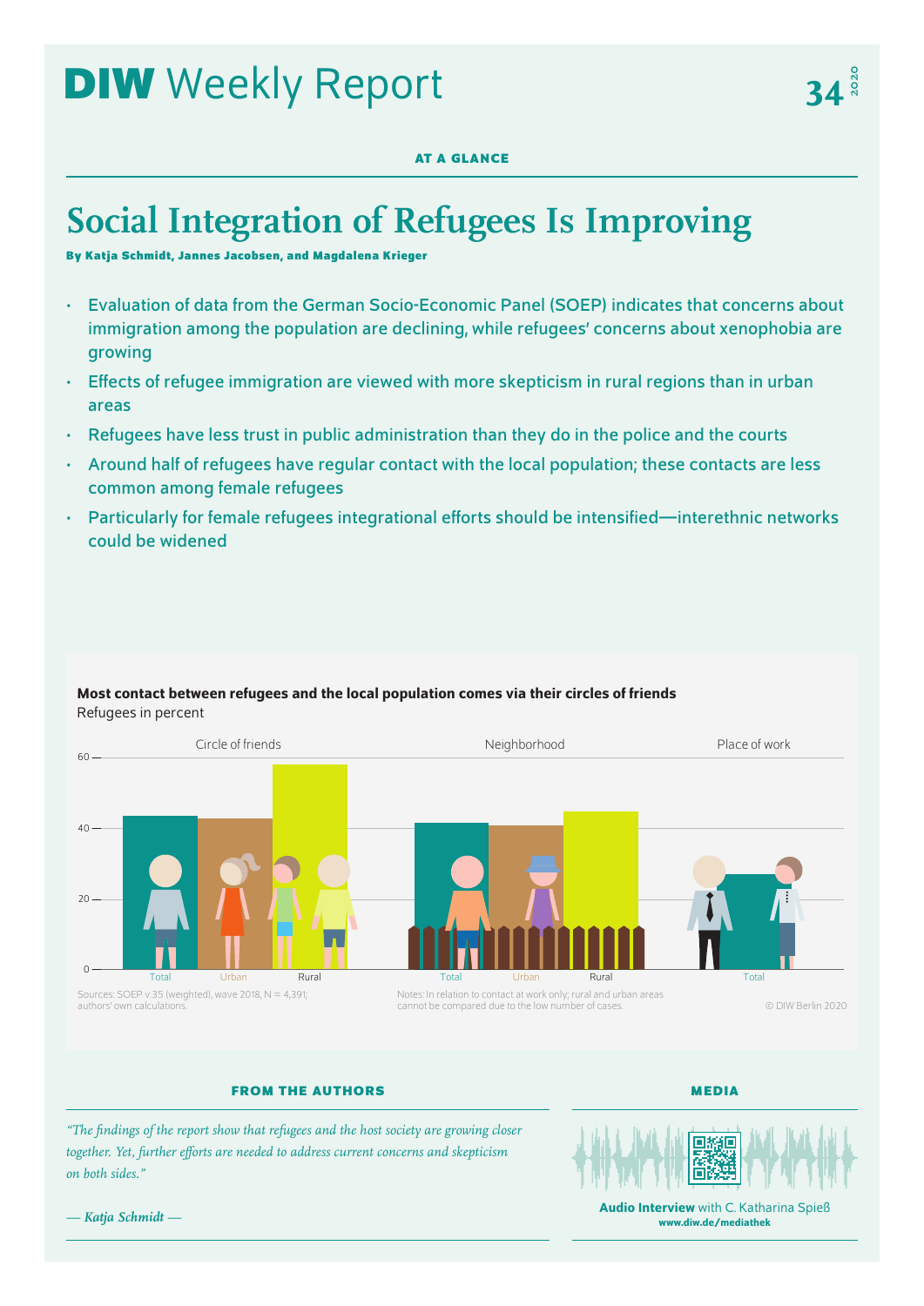# DIW Weekly Report

AT A GLANCE

# Social Integration of Refugees Is Improving

**By Katja Schmidt, Jannes Jacobsen, and Magdalena Krieger**

- Evaluation of data from the German Socio-Economic Panel (SOEP) indicates that concerns about immigration among the population are declining, while refugees' concerns about xenophobia are growing
- Effects of refugee immigration are viewed with more skepticism in rural regions than in urban areas
- Refugees have less trust in public administration than they do in the police and the courts
- Around half of refugees have regular contact with the local population; these contacts are less common among female refugees
- Particularly for female refugees integrational efforts should be intensified—interethnic networks could be widened

**Most contact between refugees and the local population comes via their circles of friends**

Refugees in percent

| | Circle of friends | Neighborhood | Place of work |
|---|---|---|---|
| Total | ~43 | ~41 | ~27 |
| Urban | ~42 | ~40 | |
| Rural | ~58 | ~44 | |

Sources: SOEP v.35 (weighted), wave 2018, N = 4,391; authors' own calculations.

Notes: In relation to contact at work only; rural and urban areas cannot be compared due to the low number of cases.

© DIW Berlin 2020

FROM THE AUTHORS

*"The findings of the report show that refugees and the host society are growing closer together. Yet, further efforts are needed to address current concerns and skepticism on both sides."*

*— Katja Schmidt —*

MEDIA

**Audio Interview** with C. Katharina Spieß
**www.diw.de/mediathek**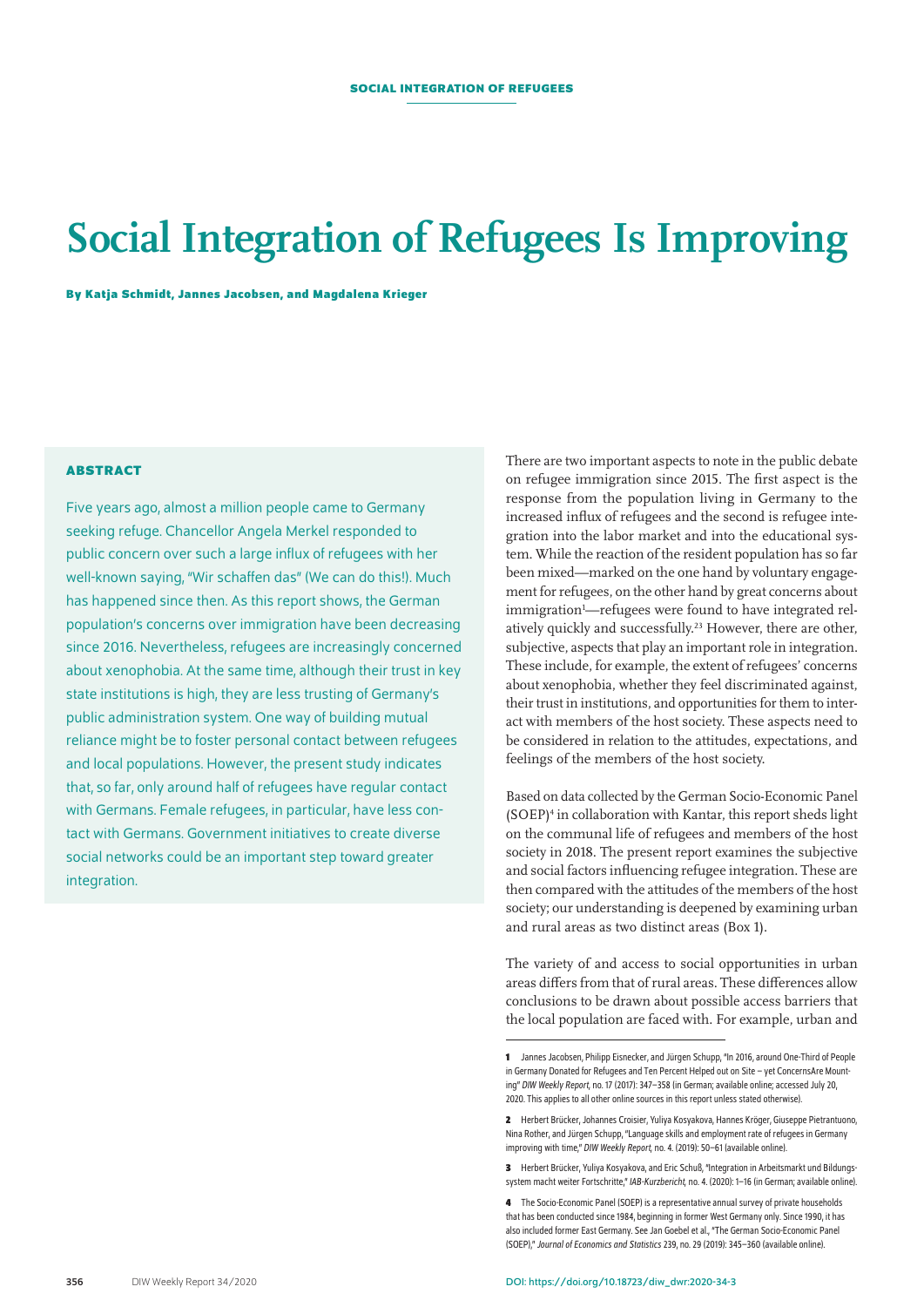# Social Integration of Refugees Is Improving

**By Katja Schmidt, Jannes Jacobsen, and Magdalena Krieger**

## ABSTRACT

Five years ago, almost a million people came to Germany seeking refuge. Chancellor Angela Merkel responded to public concern over such a large influx of refugees with her well-known saying, "Wir schaffen das" (We can do this!). Much has happened since then. As this report shows, the German population's concerns over immigration have been decreasing since 2016. Nevertheless, refugees are increasingly concerned about xenophobia. At the same time, although their trust in key state institutions is high, they are less trusting of Germany's public administration system. One way of building mutual reliance might be to foster personal contact between refugees and local populations. However, the present study indicates that, so far, only around half of refugees have regular contact with Germans. Female refugees, in particular, have less contact with Germans. Government initiatives to create diverse social networks could be an important step toward greater integration.

There are two important aspects to note in the public debate on refugee immigration since 2015. The first aspect is the response from the population living in Germany to the increased influx of refugees and the second is refugee integration into the labor market and into the educational system. While the reaction of the resident population has so far been mixed—marked on the one hand by voluntary engagement for refugees, on the other hand by great concerns about immigration[1]—refugees were found to have integrated relatively quickly and successfully.[2,3] However, there are other, subjective, aspects that play an important role in integration. These include, for example, the extent of refugees' concerns about xenophobia, whether they feel discriminated against, their trust in institutions, and opportunities for them to interact with members of the host society. These aspects need to be considered in relation to the attitudes, expectations, and feelings of the members of the host society.

Based on data collected by the German Socio-Economic Panel (SOEP)[4] in collaboration with Kantar, this report sheds light on the communal life of refugees and members of the host society in 2018. The present report examines the subjective and social factors influencing refugee integration. These are then compared with the attitudes of the members of the host society; our understanding is deepened by examining urban and rural areas as two distinct areas (Box 1).

The variety of and access to social opportunities in urban areas differs from that of rural areas. These differences allow conclusions to be drawn about possible access barriers that the local population are faced with. For example, urban and

---

1 Jannes Jacobsen, Philipp Eisnecker, and Jürgen Schupp, "In 2016, around One-Third of People in Germany Donated for Refugees and Ten Percent Helped out on Site – yet ConcernsAre Mounting" *DIW Weekly Report*, no. 17 (2017): 347–358 (in German; available online; accessed July 20, 2020. This applies to all other online sources in this report unless stated otherwise).

2 Herbert Brücker, Johannes Croisier, Yuliya Kosyakova, Hannes Kröger, Giuseppe Pietrantuono, Nina Rother, and Jürgen Schupp, "Language skills and employment rate of refugees in Germany improving with time," *DIW Weekly Report*, no. 4. (2019): 50–61 (available online).

3 Herbert Brücker, Yuliya Kosyakova, and Eric Schuß, "Integration in Arbeitsmarkt und Bildungssystem macht weiter Fortschritte," *IAB-Kurzbericht*, no. 4. (2020): 1–16 (in German; available online).

4 The Socio-Economic Panel (SOEP) is a representative annual survey of private households that has been conducted since 1984, beginning in former West Germany only. Since 1990, it has also included former East Germany. See Jan Goebel et al., "The German Socio-Economic Panel (SOEP)," *Journal of Economics and Statistics* 239, no. 29 (2019): 345–360 (available online).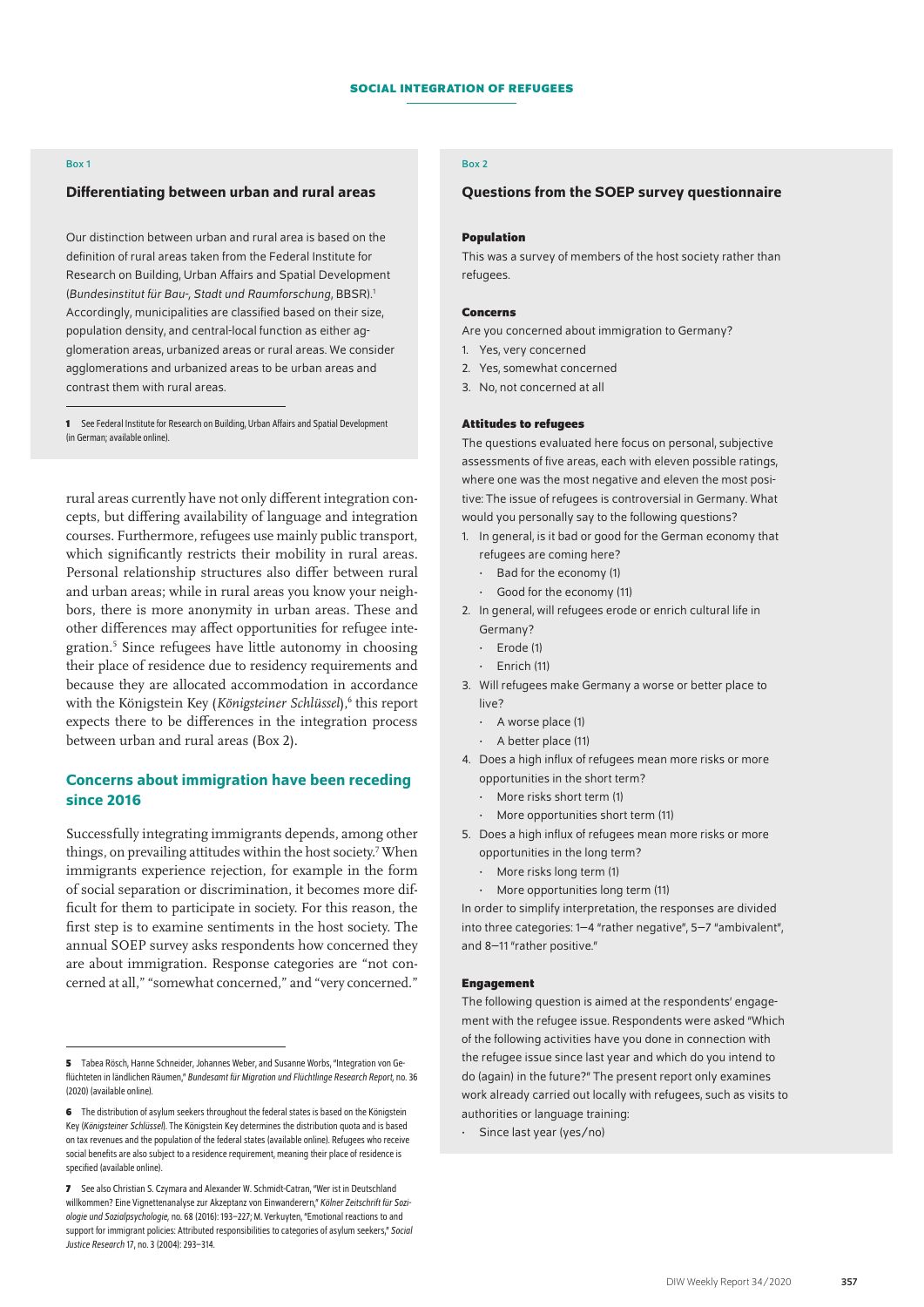Box 1

### Differentiating between urban and rural areas

Our distinction between urban and rural area is based on the definition of rural areas taken from the Federal Institute for Research on Building, Urban Affairs and Spatial Development (*Bundesinstitut für Bau-, Stadt und Raumforschung*, BBSR).[1] Accordingly, municipalities are classified based on their size, population density, and central-local function as either agglomeration areas, urbanized areas or rural areas. We consider agglomerations and urbanized areas to be urban areas and contrast them with rural areas.

**1** See Federal Institute for Research on Building, Urban Affairs and Spatial Development (in German; available online).

rural areas currently have not only different integration concepts, but differing availability of language and integration courses. Furthermore, refugees use mainly public transport, which significantly restricts their mobility in rural areas. Personal relationship structures also differ between rural and urban areas; while in rural areas you know your neighbors, there is more anonymity in urban areas. These and other differences may affect opportunities for refugee integration.[5] Since refugees have little autonomy in choosing their place of residence due to residency requirements and because they are allocated accommodation in accordance with the Königstein Key (*Königsteiner Schlüssel*),[6] this report expects there to be differences in the integration process between urban and rural areas (Box 2).

## Concerns about immigration have been receding since 2016

Successfully integrating immigrants depends, among other things, on prevailing attitudes within the host society.[7] When immigrants experience rejection, for example in the form of social separation or discrimination, it becomes more difficult for them to participate in society. For this reason, the first step is to examine sentiments in the host society. The annual SOEP survey asks respondents how concerned they are about immigration. Response categories are "not concerned at all," "somewhat concerned," and "very concerned."

**5** Tabea Rösch, Hanne Schneider, Johannes Weber, and Susanne Worbs, "Integration von Geflüchteten in ländlichen Räumen," *Bundesamt für Migration und Flüchtlinge Research Report*, no. 36 (2020) (available online).

**6** The distribution of asylum seekers throughout the federal states is based on the Königstein Key (*Königsteiner Schlüssel*). The Königstein Key determines the distribution quota and is based on tax revenues and the population of the federal states (available online). Refugees who receive social benefits are also subject to a residence requirement, meaning their place of residence is specified (available online).

**7** See also Christian S. Czymara and Alexander W. Schmidt-Catran, "Wer ist in Deutschland willkommen? Eine Vignettenanalyse zur Akzeptanz von Einwanderern," *Kölner Zeitschrift für Soziologie und Sozialpsychologie*, no. 68 (2016): 193–227; M. Verkuyten, "Emotional reactions to and support for immigrant policies: Attributed responsibilities to categories of asylum seekers," *Social Justice Research* 17, no. 3 (2004): 293–314.

Box 2

### Questions from the SOEP survey questionnaire

**Population**

This was a survey of members of the host society rather than refugees.

**Concerns**

Are you concerned about immigration to Germany?

1. Yes, very concerned
2. Yes, somewhat concerned
3. No, not concerned at all

**Attitudes to refugees**

The questions evaluated here focus on personal, subjective assessments of five areas, each with eleven possible ratings, where one was the most negative and eleven the most positive: The issue of refugees is controversial in Germany. What would you personally say to the following questions?

1. In general, is it bad or good for the German economy that refugees are coming here?
   - Bad for the economy (1)
   - Good for the economy (11)
2. In general, will refugees erode or enrich cultural life in Germany?
   - Erode (1)
   - Enrich (11)
3. Will refugees make Germany a worse or better place to live?
   - A worse place (1)
   - A better place (11)
4. Does a high influx of refugees mean more risks or more opportunities in the short term?
   - More risks short term (1)
   - More opportunities short term (11)
5. Does a high influx of refugees mean more risks or more opportunities in the long term?
   - More risks long term (1)
   - More opportunities long term (11)

In order to simplify interpretation, the responses are divided into three categories: 1–4 "rather negative", 5–7 "ambivalent", and 8–11 "rather positive."

**Engagement**

The following question is aimed at the respondents' engagement with the refugee issue. Respondents were asked "Which of the following activities have you done in connection with the refugee issue since last year and which do you intend to do (again) in the future?" The present report only examines work already carried out locally with refugees, such as visits to authorities or language training:

- Since last year (yes/no)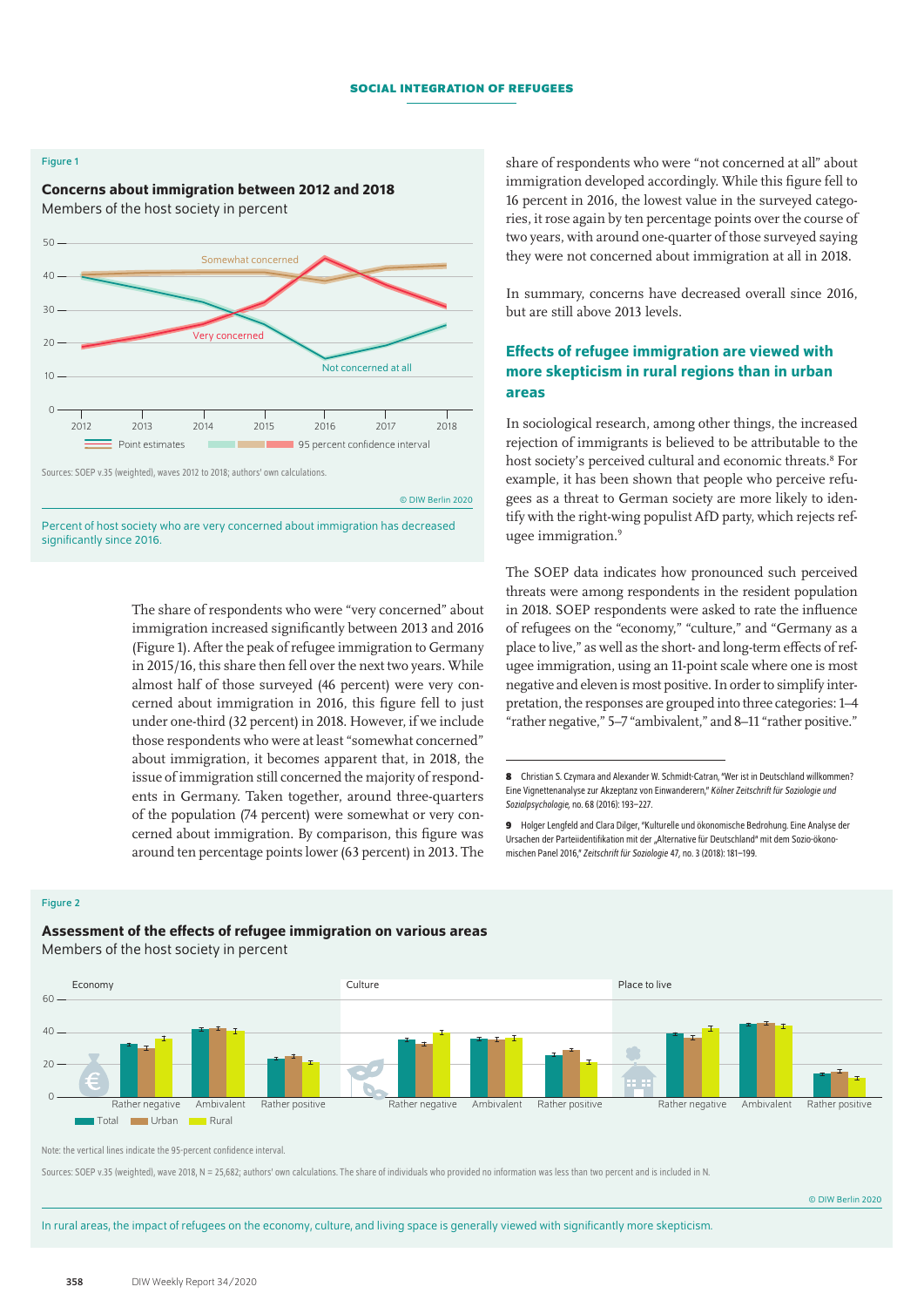Figure 1

**Concerns about immigration between 2012 and 2018**

Members of the host society in percent

Sources: SOEP v.35 (weighted), waves 2012 to 2018; authors' own calculations.

© DIW Berlin 2020

Percent of host society who are very concerned about immigration has decreased significantly since 2016.

The share of respondents who were "very concerned" about immigration increased significantly between 2013 and 2016 (Figure 1). After the peak of refugee immigration to Germany in 2015/16, this share then fell over the next two years. While almost half of those surveyed (46 percent) were very concerned about immigration in 2016, this figure fell to just under one-third (32 percent) in 2018. However, if we include those respondents who were at least "somewhat concerned" about immigration, it becomes apparent that, in 2018, the issue of immigration still concerned the majority of respondents in Germany. Taken together, around three-quarters of the population (74 percent) were somewhat or very concerned about immigration. By comparison, this figure was around ten percentage points lower (63 percent) in 2013. The share of respondents who were "not concerned at all" about immigration developed accordingly. While this figure fell to 16 percent in 2016, the lowest value in the surveyed categories, it rose again by ten percentage points over the course of two years, with around one-quarter of those surveyed saying they were not concerned about immigration at all in 2018.

In summary, concerns have decreased overall since 2016, but are still above 2013 levels.

## Effects of refugee immigration are viewed with more skepticism in rural regions than in urban areas

In sociological research, among other things, the increased rejection of immigrants is believed to be attributable to the host society's perceived cultural and economic threats.[8] For example, it has been shown that people who perceive refugees as a threat to German society are more likely to identify with the right-wing populist AfD party, which rejects refugee immigration.[9]

The SOEP data indicates how pronounced such perceived threats were among respondents in the resident population in 2018. SOEP respondents were asked to rate the influence of refugees on the "economy," "culture," and "Germany as a place to live," as well as the short- and long-term effects of refugee immigration, using an 11-point scale where one is most negative and eleven is most positive. In order to simplify interpretation, the responses are grouped into three categories: 1–4 "rather negative," 5–7 "ambivalent," and 8–11 "rather positive."

[8] Christian S. Czymara and Alexander W. Schmidt-Catran, "Wer ist in Deutschland willkommen? Eine Vignettenanalyse zur Akzeptanz von Einwanderern," *Kölner Zeitschrift für Soziologie und Sozialpsychologie*, no. 68 (2016): 193–227.

[9] Holger Lengfeld and Clara Dilger, "Kulturelle und ökonomische Bedrohung. Eine Analyse der Ursachen der Parteiidentifikation mit der „Alternative für Deutschland" mit dem Sozio-ökonomischen Panel 2016," *Zeitschrift für Soziologie* 47, no. 3 (2018): 181–199.

Figure 2

**Assessment of the effects of refugee immigration on various areas**

Members of the host society in percent

Note: the vertical lines indicate the 95-percent confidence interval.

Sources: SOEP v.35 (weighted), wave 2018, N = 25,682; authors' own calculations. The share of individuals who provided no information was less than two percent and is included in N.

© DIW Berlin 2020

In rural areas, the impact of refugees on the economy, culture, and living space is generally viewed with significantly more skepticism.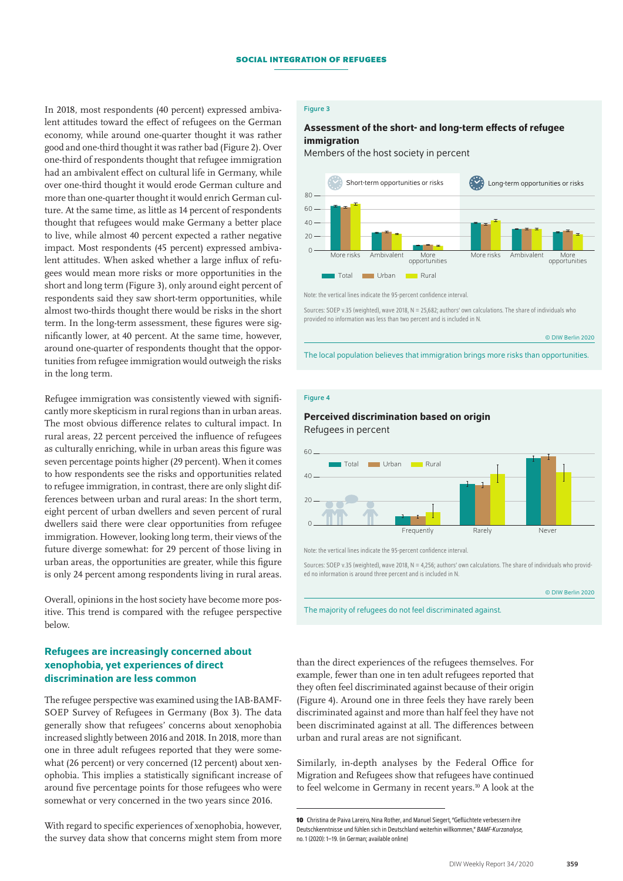In 2018, most respondents (40 percent) expressed ambivalent attitudes toward the effect of refugees on the German economy, while around one-quarter thought it was rather good and one-third thought it was rather bad (Figure 2). Over one-third of respondents thought that refugee immigration had an ambivalent effect on cultural life in Germany, while over one-third thought it would erode German culture and more than one-quarter thought it would enrich German culture. At the same time, as little as 14 percent of respondents thought that refugees would make Germany a better place to live, while almost 40 percent expected a rather negative impact. Most respondents (45 percent) expressed ambivalent attitudes. When asked whether a large influx of refugees would mean more risks or more opportunities in the short and long term (Figure 3), only around eight percent of respondents said they saw short-term opportunities, while almost two-thirds thought there would be risks in the short term. In the long-term assessment, these figures were significantly lower, at 40 percent. At the same time, however, around one-quarter of respondents thought that the opportunities from refugee immigration would outweigh the risks in the long term.

Refugee immigration was consistently viewed with significantly more skepticism in rural regions than in urban areas. The most obvious difference relates to cultural impact. In rural areas, 22 percent perceived the influence of refugees as culturally enriching, while in urban areas this figure was seven percentage points higher (29 percent). When it comes to how respondents see the risks and opportunities related to refugee immigration, in contrast, there are only slight differences between urban and rural areas: In the short term, eight percent of urban dwellers and seven percent of rural dwellers said there were clear opportunities from refugee immigration. However, looking long term, their views of the future diverge somewhat: for 29 percent of those living in urban areas, the opportunities are greater, while this figure is only 24 percent among respondents living in rural areas.

Overall, opinions in the host society have become more positive. This trend is compared with the refugee perspective below.

Figure 3

**Assessment of the short- and long-term effects of refugee immigration**

Members of the host society in percent

Short-term opportunities or risks | Long-term opportunities or risks

Total | Urban | Rural

Note: the vertical lines indicate the 95-percent confidence interval.

Sources: SOEP v.35 (weighted), wave 2018, N = 25,682; authors' own calculations. The share of individuals who provided no information was less than two percent and is included in N.

© DIW Berlin 2020

The local population believes that immigration brings more risks than opportunities.

Figure 4

**Perceived discrimination based on origin**

Refugees in percent

Total | Urban | Rural

Note: the vertical lines indicate the 95-percent confidence interval.

Sources: SOEP v.35 (weighted), wave 2018, N = 4,256; authors' own calculations. The share of individuals who provided no information is around three percent and is included in N.

© DIW Berlin 2020

The majority of refugees do not feel discriminated against.

## Refugees are increasingly concerned about xenophobia, yet experiences of direct discrimination are less common

The refugee perspective was examined using the IAB-BAMF-SOEP Survey of Refugees in Germany (Box 3). The data generally show that refugees' concerns about xenophobia increased slightly between 2016 and 2018. In 2018, more than one in three adult refugees reported that they were somewhat (26 percent) or very concerned (12 percent) about xenophobia. This implies a statistically significant increase of around five percentage points for those refugees who were somewhat or very concerned in the two years since 2016.

With regard to specific experiences of xenophobia, however, the survey data show that concerns might stem from more than the direct experiences of the refugees themselves. For example, fewer than one in ten adult refugees reported that they often feel discriminated against because of their origin (Figure 4). Around one in three feels they have rarely been discriminated against and more than half feel they have not been discriminated against at all. The differences between urban and rural areas are not significant.

Similarly, in-depth analyses by the Federal Office for Migration and Refugees show that refugees have continued to feel welcome in Germany in recent years.[10] A look at the

[10] Christina de Paiva Lareiro, Nina Rother, and Manuel Siegert, "Geflüchtete verbessern ihre Deutschkenntnisse und fühlen sich in Deutschland weiterhin willkommen," *BAMF-Kurzanalyse*, no. 1 (2020): 1–19. (in German; available online)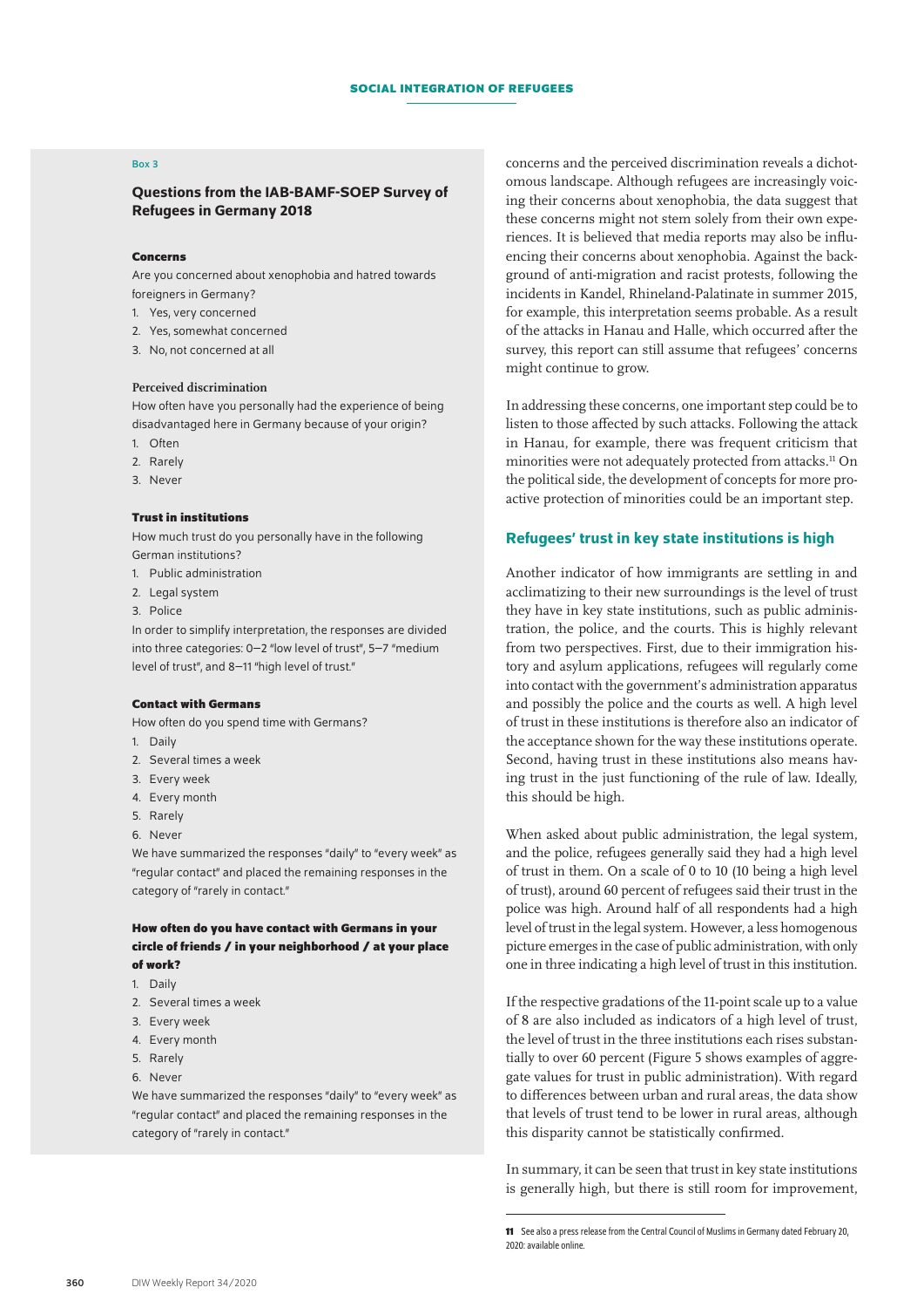### Box 3

#### Questions from the IAB-BAMF-SOEP Survey of Refugees in Germany 2018

**Concerns**

Are you concerned about xenophobia and hatred towards foreigners in Germany?

1. Yes, very concerned
2. Yes, somewhat concerned
3. No, not concerned at all

**Perceived discrimination**

How often have you personally had the experience of being disadvantaged here in Germany because of your origin?

1. Often
2. Rarely
3. Never

**Trust in institutions**

How much trust do you personally have in the following German institutions?

1. Public administration
2. Legal system
3. Police

In order to simplify interpretation, the responses are divided into three categories: 0–2 "low level of trust", 5–7 "medium level of trust", and 8–11 "high level of trust."

**Contact with Germans**

How often do you spend time with Germans?

1. Daily
2. Several times a week
3. Every week
4. Every month
5. Rarely
6. Never

We have summarized the responses "daily" to "every week" as "regular contact" and placed the remaining responses in the category of "rarely in contact."

**How often do you have contact with Germans in your circle of friends / in your neighborhood / at your place of work?**

1. Daily
2. Several times a week
3. Every week
4. Every month
5. Rarely
6. Never

We have summarized the responses "daily" to "every week" as "regular contact" and placed the remaining responses in the category of "rarely in contact."

concerns and the perceived discrimination reveals a dichotomous landscape. Although refugees are increasingly voicing their concerns about xenophobia, the data suggest that these concerns might not stem solely from their own experiences. It is believed that media reports may also be influencing their concerns about xenophobia. Against the background of anti-migration and racist protests, following the incidents in Kandel, Rhineland-Palatinate in summer 2015, for example, this interpretation seems probable. As a result of the attacks in Hanau and Halle, which occurred after the survey, this report can still assume that refugees' concerns might continue to grow.

In addressing these concerns, one important step could be to listen to those affected by such attacks. Following the attack in Hanau, for example, there was frequent criticism that minorities were not adequately protected from attacks.[11] On the political side, the development of concepts for more proactive protection of minorities could be an important step.

## Refugees' trust in key state institutions is high

Another indicator of how immigrants are settling in and acclimatizing to their new surroundings is the level of trust they have in key state institutions, such as public administration, the police, and the courts. This is highly relevant from two perspectives. First, due to their immigration history and asylum applications, refugees will regularly come into contact with the government's administration apparatus and possibly the police and the courts as well. A high level of trust in these institutions is therefore also an indicator of the acceptance shown for the way these institutions operate. Second, having trust in these institutions also means having trust in the just functioning of the rule of law. Ideally, this should be high.

When asked about public administration, the legal system, and the police, refugees generally said they had a high level of trust in them. On a scale of 0 to 10 (10 being a high level of trust), around 60 percent of refugees said their trust in the police was high. Around half of all respondents had a high level of trust in the legal system. However, a less homogenous picture emerges in the case of public administration, with only one in three indicating a high level of trust in this institution.

If the respective gradations of the 11-point scale up to a value of 8 are also included as indicators of a high level of trust, the level of trust in the three institutions each rises substantially to over 60 percent (Figure 5 shows examples of aggregate values for trust in public administration). With regard to differences between urban and rural areas, the data show that levels of trust tend to be lower in rural areas, although this disparity cannot be statistically confirmed.

In summary, it can be seen that trust in key state institutions is generally high, but there is still room for improvement,

---

[11] See also a press release from the Central Council of Muslims in Germany dated February 20, 2020: available online.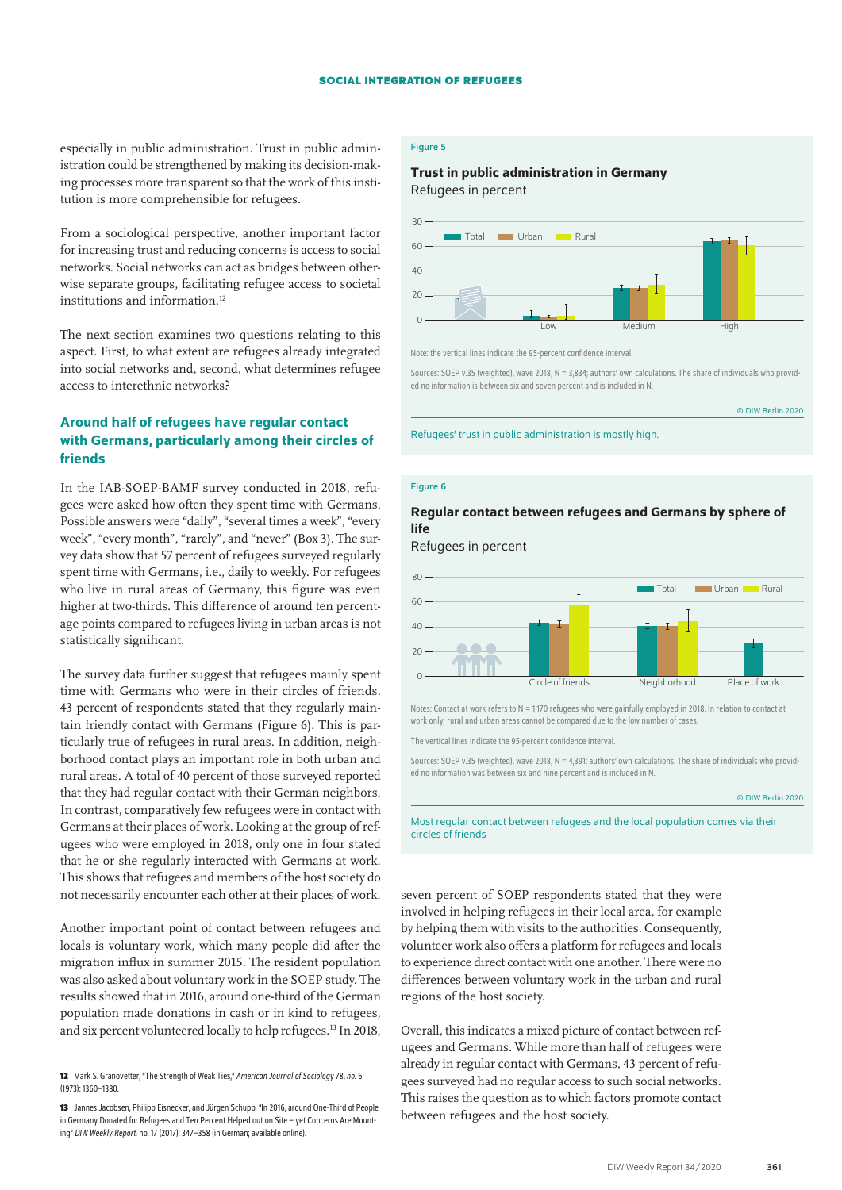especially in public administration. Trust in public administration could be strengthened by making its decision-making processes more transparent so that the work of this institution is more comprehensible for refugees.

From a sociological perspective, another important factor for increasing trust and reducing concerns is access to social networks. Social networks can act as bridges between otherwise separate groups, facilitating refugee access to societal institutions and information.[12]

The next section examines two questions relating to this aspect. First, to what extent are refugees already integrated into social networks and, second, what determines refugee access to interethnic networks?

## Around half of refugees have regular contact with Germans, particularly among their circles of friends

In the IAB-SOEP-BAMF survey conducted in 2018, refugees were asked how often they spent time with Germans. Possible answers were “daily”, “several times a week”, “every week”, “every month”, “rarely”, and “never” (Box 3). The survey data show that 57 percent of refugees surveyed regularly spent time with Germans, i.e., daily to weekly. For refugees who live in rural areas of Germany, this figure was even higher at two-thirds. This difference of around ten percentage points compared to refugees living in urban areas is not statistically significant.

The survey data further suggest that refugees mainly spent time with Germans who were in their circles of friends. 43 percent of respondents stated that they regularly maintain friendly contact with Germans (Figure 6). This is particularly true of refugees in rural areas. In addition, neighborhood contact plays an important role in both urban and rural areas. A total of 40 percent of those surveyed reported that they had regular contact with their German neighbors. In contrast, comparatively few refugees were in contact with Germans at their places of work. Looking at the group of refugees who were employed in 2018, only one in four stated that he or she regularly interacted with Germans at work. This shows that refugees and members of the host society do not necessarily encounter each other at their places of work.

Another important point of contact between refugees and locals is voluntary work, which many people did after the migration influx in summer 2015. The resident population was also asked about voluntary work in the SOEP study. The results showed that in 2016, around one-third of the German population made donations in cash or in kind to refugees, and six percent volunteered locally to help refugees.[13] In 2018, seven percent of SOEP respondents stated that they were involved in helping refugees in their local area, for example by helping them with visits to the authorities. Consequently, volunteer work also offers a platform for refugees and locals to experience direct contact with one another. There were no differences between voluntary work in the urban and rural regions of the host society.

Overall, this indicates a mixed picture of contact between refugees and Germans. While more than half of refugees were already in regular contact with Germans, 43 percent of refugees surveyed had no regular access to such social networks. This raises the question as to which factors promote contact between refugees and the host society.

Figure 5

**Trust in public administration in Germany**

Refugees in percent

Note: the vertical lines indicate the 95-percent confidence interval.

Sources: SOEP v.35 (weighted), wave 2018, N = 3,834; authors' own calculations. The share of individuals who provided no information is between six and seven percent and is included in N.

© DIW Berlin 2020

Refugees' trust in public administration is mostly high.

Figure 6

**Regular contact between refugees and Germans by sphere of life**

Refugees in percent

Notes: Contact at work refers to N = 1,170 refugees who were gainfully employed in 2018. In relation to contact at work only; rural and urban areas cannot be compared due to the low number of cases.

The vertical lines indicate the 95-percent confidence interval.

Sources: SOEP v.35 (weighted), wave 2018, N = 4,391; authors' own calculations. The share of individuals who provided no information was between six and nine percent and is included in N.

© DIW Berlin 2020

Most regular contact between refugees and the local population comes via their circles of friends

---

[12] Mark S. Granovetter, “The Strength of Weak Ties,” *American Journal of Sociology* 78, no. 6 (1973): 1360–1380.

[13] Jannes Jacobsen, Philipp Eisnecker, and Jürgen Schupp, “In 2016, around One-Third of People in Germany Donated for Refugees and Ten Percent Helped out on Site – yet Concerns Are Mounting” *DIW Weekly Report*, no. 17 (2017): 347–358 (in German; available online).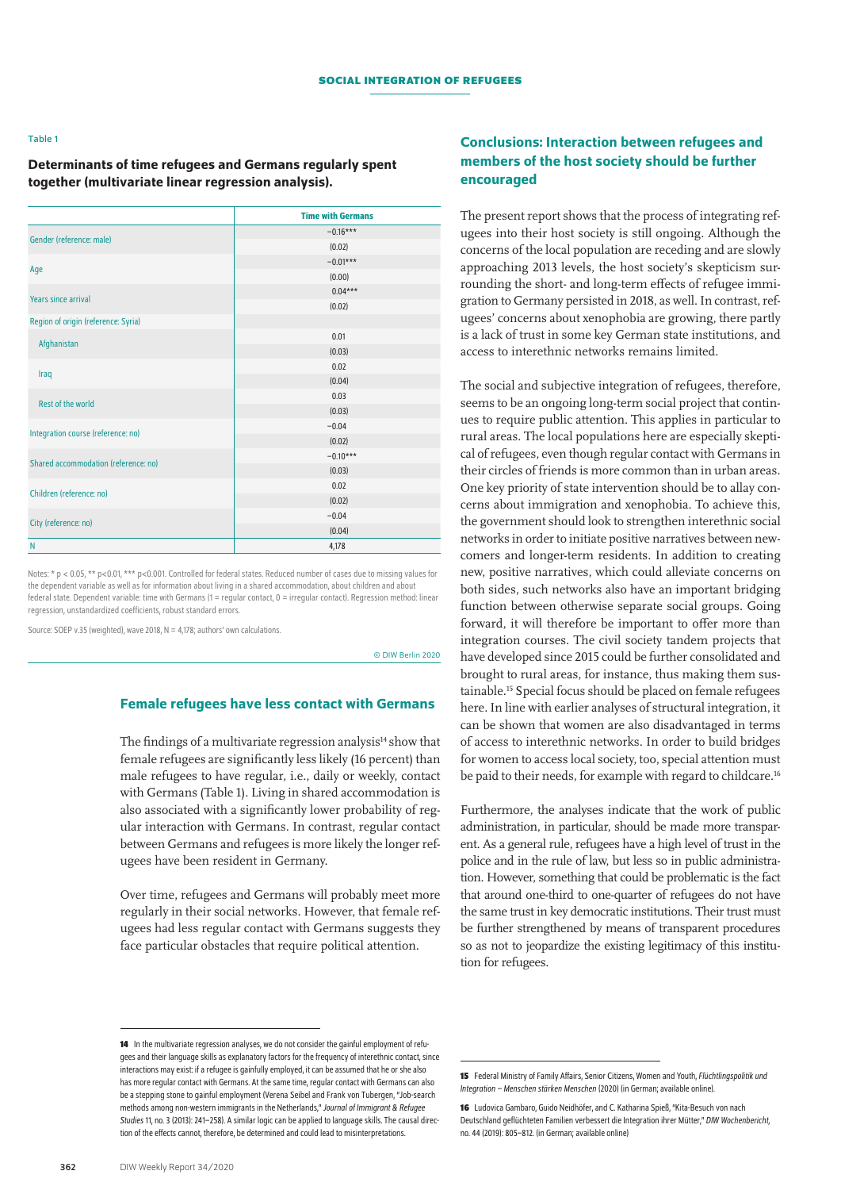Table 1

**Determinants of time refugees and Germans regularly spent together (multivariate linear regression analysis).**

| | Time with Germans |
|---|---|
| Gender (reference: male) | −0.16*** |
| | (0.02) |
| Age | −0.01*** |
| | (0.00) |
| Years since arrival | 0.04*** |
| | (0.02) |
| Region of origin (reference: Syria) | |
| Afghanistan | 0.01 |
| | (0.03) |
| Iraq | 0.02 |
| | (0.04) |
| Rest of the world | 0.03 |
| | (0.03) |
| Integration course (reference: no) | −0.04 |
| | (0.02) |
| Shared accommodation (reference: no) | −0.10*** |
| | (0.03) |
| Children (reference: no) | 0.02 |
| | (0.02) |
| City (reference: no) | −0.04 |
| | (0.04) |
| N | 4,178 |

Notes: * p < 0.05, ** p<0.01, *** p<0.001. Controlled for federal states. Reduced number of cases due to missing values for the dependent variable as well as for information about living in a shared accommodation, about children and about federal state. Dependent variable: time with Germans (1 = regular contact, 0 = irregular contact). Regression method: linear regression, unstandardized coefficients, robust standard errors.

Source: SOEP v.35 (weighted), wave 2018, N = 4,178; authors' own calculations.

© DIW Berlin 2020

## Female refugees have less contact with Germans

The findings of a multivariate regression analysis[14] show that female refugees are significantly less likely (16 percent) than male refugees to have regular, i.e., daily or weekly, contact with Germans (Table 1). Living in shared accommodation is also associated with a significantly lower probability of regular interaction with Germans. In contrast, regular contact between Germans and refugees is more likely the longer refugees have been resident in Germany.

Over time, refugees and Germans will probably meet more regularly in their social networks. However, that female refugees had less regular contact with Germans suggests they face particular obstacles that require political attention.

## Conclusions: Interaction between refugees and members of the host society should be further encouraged

The present report shows that the process of integrating refugees into their host society is still ongoing. Although the concerns of the local population are receding and are slowly approaching 2013 levels, the host society's skepticism surrounding the short- and long-term effects of refugee immigration to Germany persisted in 2018, as well. In contrast, refugees' concerns about xenophobia are growing, there partly is a lack of trust in some key German state institutions, and access to interethnic networks remains limited.

The social and subjective integration of refugees, therefore, seems to be an ongoing long-term social project that continues to require public attention. This applies in particular to rural areas. The local populations here are especially skeptical of refugees, even though regular contact with Germans in their circles of friends is more common than in urban areas. One key priority of state intervention should be to allay concerns about immigration and xenophobia. To achieve this, the government should look to strengthen interethnic social networks in order to initiate positive narratives between newcomers and longer-term residents. In addition to creating new, positive narratives, which could alleviate concerns on both sides, such networks also have an important bridging function between otherwise separate social groups. Going forward, it will therefore be important to offer more than integration courses. The civil society tandem projects that have developed since 2015 could be further consolidated and brought to rural areas, for instance, thus making them sustainable.[15] Special focus should be placed on female refugees here. In line with earlier analyses of structural integration, it can be shown that women are also disadvantaged in terms of access to interethnic networks. In order to build bridges for women to access local society, too, special attention must be paid to their needs, for example with regard to childcare.[16]

Furthermore, the analyses indicate that the work of public administration, in particular, should be made more transparent. As a general rule, refugees have a high level of trust in the police and in the rule of law, but less so in public administration. However, something that could be problematic is the fact that around one-third to one-quarter of refugees do not have the same trust in key democratic institutions. Their trust must be further strengthened by means of transparent procedures so as not to jeopardize the existing legitimacy of this institution for refugees.

---

**14** In the multivariate regression analyses, we do not consider the gainful employment of refugees and their language skills as explanatory factors for the frequency of interethnic contact, since interactions may exist: if a refugee is gainfully employed, it can be assumed that he or she also has more regular contact with Germans. At the same time, regular contact with Germans can also be a stepping stone to gainful employment (Verena Seibel and Frank von Tubergen, "Job-search methods among non-western immigrants in the Netherlands," *Journal of Immigrant & Refugee Studies* 11, no. 3 (2013): 241–258). A similar logic can be applied to language skills. The causal direction of the effects cannot, therefore, be determined and could lead to misinterpretations.

**15** Federal Ministry of Family Affairs, Senior Citizens, Women and Youth, *Flüchtlingspolitik und Integration – Menschen stärken Menschen* (2020) (in German; available online).

**16** Ludovica Gambaro, Guido Neidhöfer, and C. Katharina Spieß, "Kita-Besuch von nach Deutschland geflüchteten Familien verbessert die Integration ihrer Mütter," *DIW Wochenbericht*, no. 44 (2019): 805–812. (in German; available online)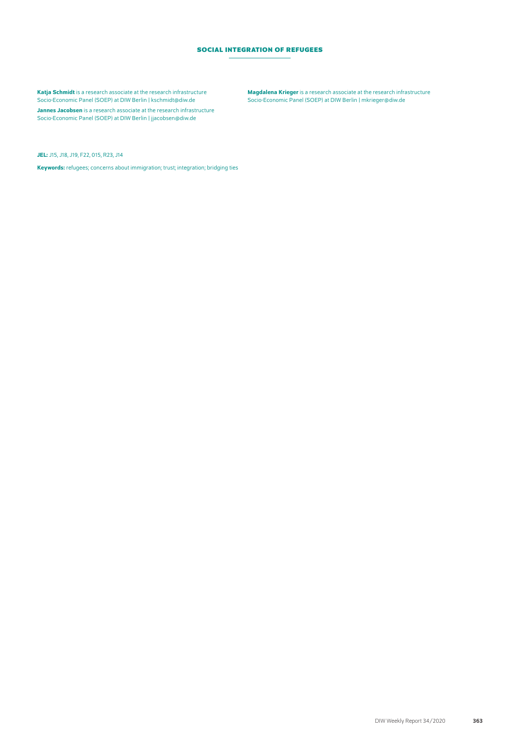**Katja Schmidt** is a research associate at the research infrastructure Socio-Economic Panel (SOEP) at DIW Berlin | kschmidt@diw.de

**Jannes Jacobsen** is a research associate at the research infrastructure Socio-Economic Panel (SOEP) at DIW Berlin | jjacobsen@diw.de

**Magdalena Krieger** is a research associate at the research infrastructure Socio-Economic Panel (SOEP) at DIW Berlin | mkrieger@diw.de

**JEL:** J15, J18, J19, F22, 015, R23, J14

**Keywords:** refugees; concerns about immigration; trust; integration; bridging ties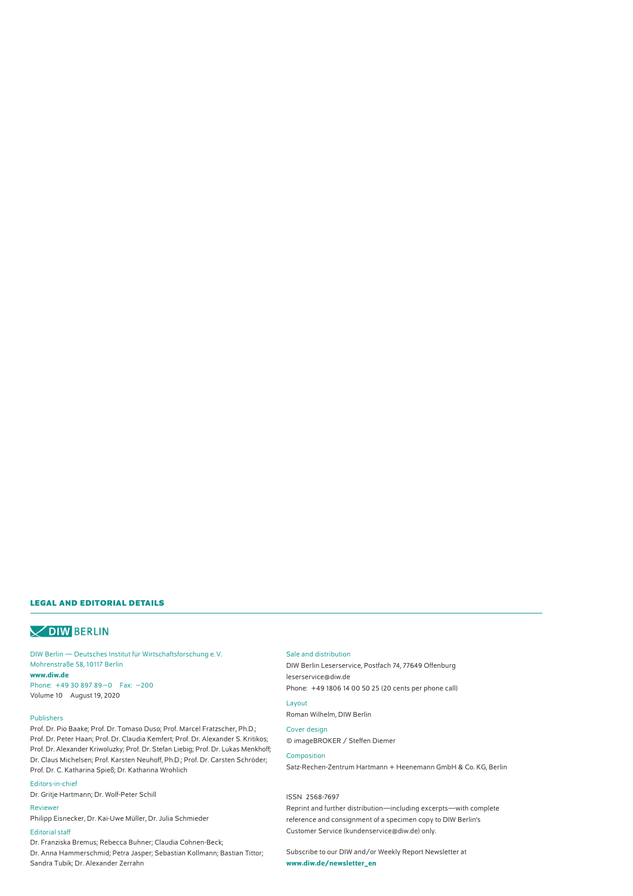## LEGAL AND EDITORIAL DETAILS

DIW BERLIN

DIW Berlin — Deutsches Institut für Wirtschaftsforschung e. V.
Mohrenstraße 58, 10117 Berlin
**www.diw.de**
Phone: +49 30 897 89 – 0 Fax: – 200
Volume 10 August 19, 2020

Publishers

Prof. Dr. Pio Baake; Prof. Dr. Tomaso Duso; Prof. Marcel Fratzscher, Ph.D.; Prof. Dr. Peter Haan; Prof. Dr. Claudia Kemfert; Prof. Dr. Alexander S. Kritikos; Prof. Dr. Alexander Kriwoluzky; Prof. Dr. Stefan Liebig; Prof. Dr. Lukas Menkhoff; Dr. Claus Michelsen; Prof. Karsten Neuhoff, Ph.D.; Prof. Dr. Carsten Schröder; Prof. Dr. C. Katharina Spieß; Dr. Katharina Wrohlich

Editors-in-chief

Dr. Gritje Hartmann; Dr. Wolf-Peter Schill

Reviewer

Philipp Eisnecker, Dr. Kai-Uwe Müller, Dr. Julia Schmieder

Editorial staff

Dr. Franziska Bremus; Rebecca Buhner; Claudia Cohnen-Beck; Dr. Anna Hammerschmid; Petra Jasper; Sebastian Kollmann; Bastian Tittor; Sandra Tubik; Dr. Alexander Zerrahn

Sale and distribution

DIW Berlin Leserservice, Postfach 74, 77649 Offenburg
leserservice@diw.de
Phone: +49 1806 14 00 50 25 (20 cents per phone call)

Layout

Roman Wilhelm, DIW Berlin

Cover design

© imageBROKER / Steffen Diemer

Composition

Satz-Rechen-Zentrum Hartmann + Heenemann GmbH & Co. KG, Berlin

ISSN 2568-7697

Reprint and further distribution—including excerpts—with complete reference and consignment of a specimen copy to DIW Berlin's Customer Service (kundenservice@diw.de) only.

Subscribe to our DIW and/or Weekly Report Newsletter at
**www.diw.de/newsletter_en**